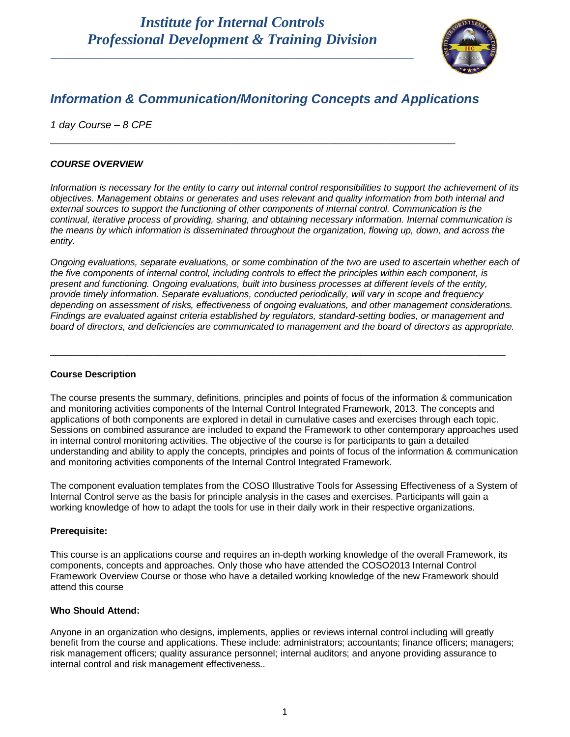# *Institute for Internal Controls*
# *Professional Development & Training Division*

## *Information & Communication/Monitoring Concepts and Applications*

*1 day Course – 8 CPE*

### ***COURSE OVERVIEW***

*Information is necessary for the entity to carry out internal control responsibilities to support the achievement of its objectives. Management obtains or generates and uses relevant and quality information from both internal and external sources to support the functioning of other components of internal control. Communication is the continual, iterative process of providing, sharing, and obtaining necessary information. Internal communication is the means by which information is disseminated throughout the organization, flowing up, down, and across the entity.*

*Ongoing evaluations, separate evaluations, or some combination of the two are used to ascertain whether each of the five components of internal control, including controls to effect the principles within each component, is present and functioning. Ongoing evaluations, built into business processes at different levels of the entity, provide timely information. Separate evaluations, conducted periodically, will vary in scope and frequency depending on assessment of risks, effectiveness of ongoing evaluations, and other management considerations. Findings are evaluated against criteria established by regulators, standard-setting bodies, or management and board of directors, and deficiencies are communicated to management and the board of directors as appropriate.*

---

**Course Description**

The course presents the summary, definitions, principles and points of focus of the information & communication and monitoring activities components of the Internal Control Integrated Framework, 2013. The concepts and applications of both components are explored in detail in cumulative cases and exercises through each topic. Sessions on combined assurance are included to expand the Framework to other contemporary approaches used in internal control monitoring activities. The objective of the course is for participants to gain a detailed understanding and ability to apply the concepts, principles and points of focus of the information & communication and monitoring activities components of the Internal Control Integrated Framework.

The component evaluation templates from the COSO Illustrative Tools for Assessing Effectiveness of a System of Internal Control serve as the basis for principle analysis in the cases and exercises. Participants will gain a working knowledge of how to adapt the tools for use in their daily work in their respective organizations.

**Prerequisite:**

This course is an applications course and requires an in-depth working knowledge of the overall Framework, its components, concepts and approaches. Only those who have attended the COSO2013 Internal Control Framework Overview Course or those who have a detailed working knowledge of the new Framework should attend this course

**Who Should Attend:**

Anyone in an organization who designs, implements, applies or reviews internal control including will greatly benefit from the course and applications. These include: administrators; accountants; finance officers; managers; risk management officers; quality assurance personnel; internal auditors; and anyone providing assurance to internal control and risk management effectiveness..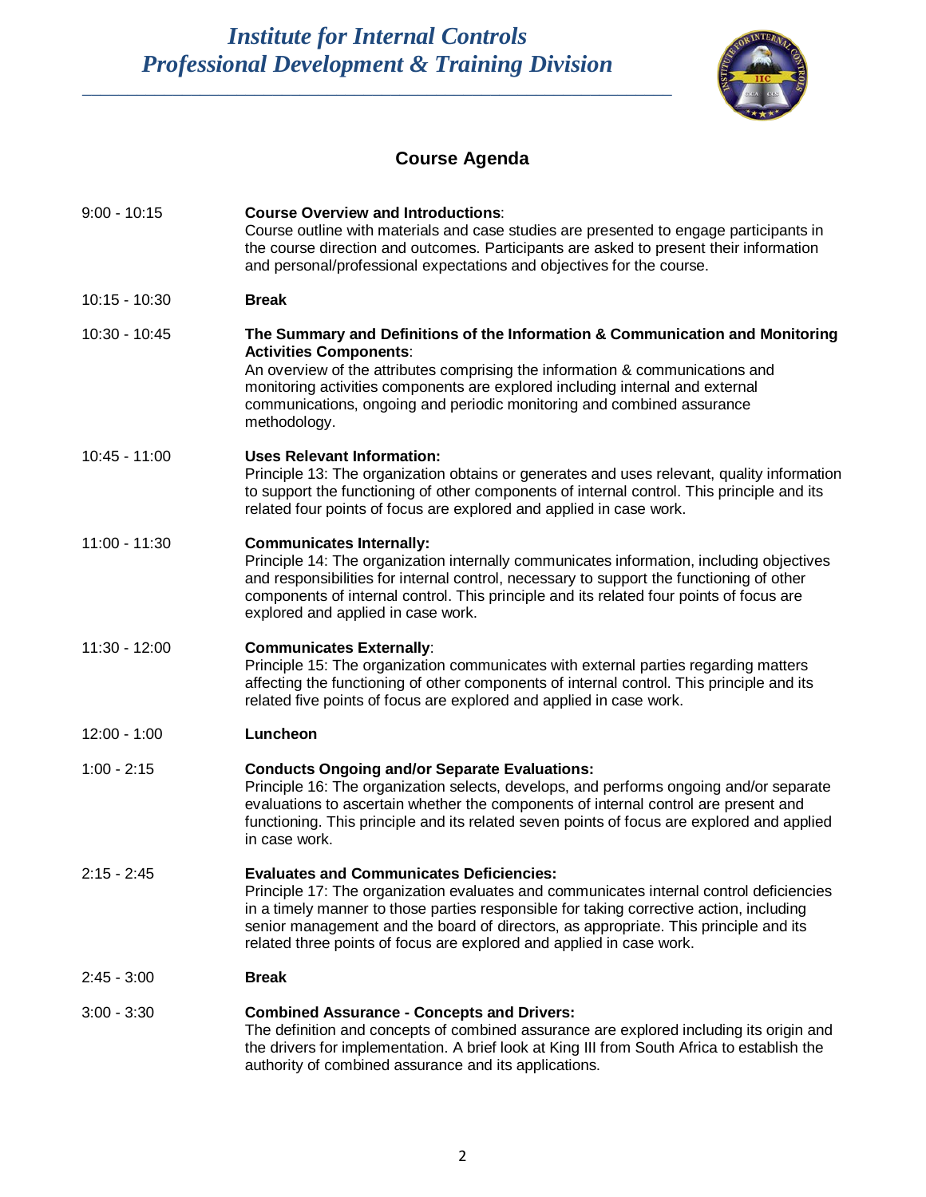# Institute for Internal Controls
## Professional Development & Training Division

## Course Agenda

| | |
|---|---|
| 9:00 - 10:15 | **Course Overview and Introductions**: Course outline with materials and case studies are presented to engage participants in the course direction and outcomes. Participants are asked to present their information and personal/professional expectations and objectives for the course. |
| 10:15 - 10:30 | **Break** |
| 10:30 - 10:45 | **The Summary and Definitions of the Information & Communication and Monitoring Activities Components**: An overview of the attributes comprising the information & communications and monitoring activities components are explored including internal and external communications, ongoing and periodic monitoring and combined assurance methodology. |
| 10:45 - 11:00 | **Uses Relevant Information:** Principle 13: The organization obtains or generates and uses relevant, quality information to support the functioning of other components of internal control. This principle and its related four points of focus are explored and applied in case work. |
| 11:00 - 11:30 | **Communicates Internally:** Principle 14: The organization internally communicates information, including objectives and responsibilities for internal control, necessary to support the functioning of other components of internal control. This principle and its related four points of focus are explored and applied in case work. |
| 11:30 - 12:00 | **Communicates Externally**: Principle 15: The organization communicates with external parties regarding matters affecting the functioning of other components of internal control. This principle and its related five points of focus are explored and applied in case work. |
| 12:00 - 1:00 | **Luncheon** |
| 1:00 - 2:15 | **Conducts Ongoing and/or Separate Evaluations:** Principle 16: The organization selects, develops, and performs ongoing and/or separate evaluations to ascertain whether the components of internal control are present and functioning. This principle and its related seven points of focus are explored and applied in case work. |
| 2:15 - 2:45 | **Evaluates and Communicates Deficiencies:** Principle 17: The organization evaluates and communicates internal control deficiencies in a timely manner to those parties responsible for taking corrective action, including senior management and the board of directors, as appropriate. This principle and its related three points of focus are explored and applied in case work. |
| 2:45 - 3:00 | **Break** |
| 3:00 - 3:30 | **Combined Assurance - Concepts and Drivers:** The definition and concepts of combined assurance are explored including its origin and the drivers for implementation. A brief look at King III from South Africa to establish the authority of combined assurance and its applications. |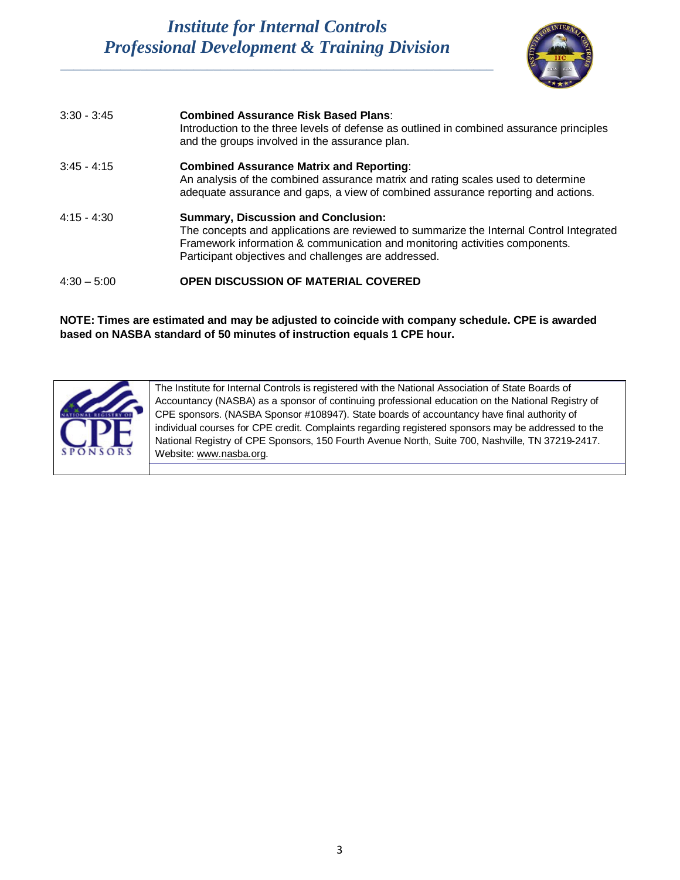| | |
|---|---|
| 3:30 - 3:45 | **Combined Assurance Risk Based Plans**: Introduction to the three levels of defense as outlined in combined assurance principles and the groups involved in the assurance plan. |
| 3:45 - 4:15 | **Combined Assurance Matrix and Reporting**: An analysis of the combined assurance matrix and rating scales used to determine adequate assurance and gaps, a view of combined assurance reporting and actions. |
| 4:15 - 4:30 | **Summary, Discussion and Conclusion:** The concepts and applications are reviewed to summarize the Internal Control Integrated Framework information & communication and monitoring activities components. Participant objectives and challenges are addressed. |
| 4:30 – 5:00 | **OPEN DISCUSSION OF MATERIAL COVERED** |

**NOTE: Times are estimated and may be adjusted to coincide with company schedule. CPE is awarded based on NASBA standard of 50 minutes of instruction equals 1 CPE hour.**

The Institute for Internal Controls is registered with the National Association of State Boards of Accountancy (NASBA) as a sponsor of continuing professional education on the National Registry of CPE sponsors. (NASBA Sponsor #108947). State boards of accountancy have final authority of individual courses for CPE credit. Complaints regarding registered sponsors may be addressed to the National Registry of CPE Sponsors, 150 Fourth Avenue North, Suite 700, Nashville, TN 37219-2417. Website: www.nasba.org.